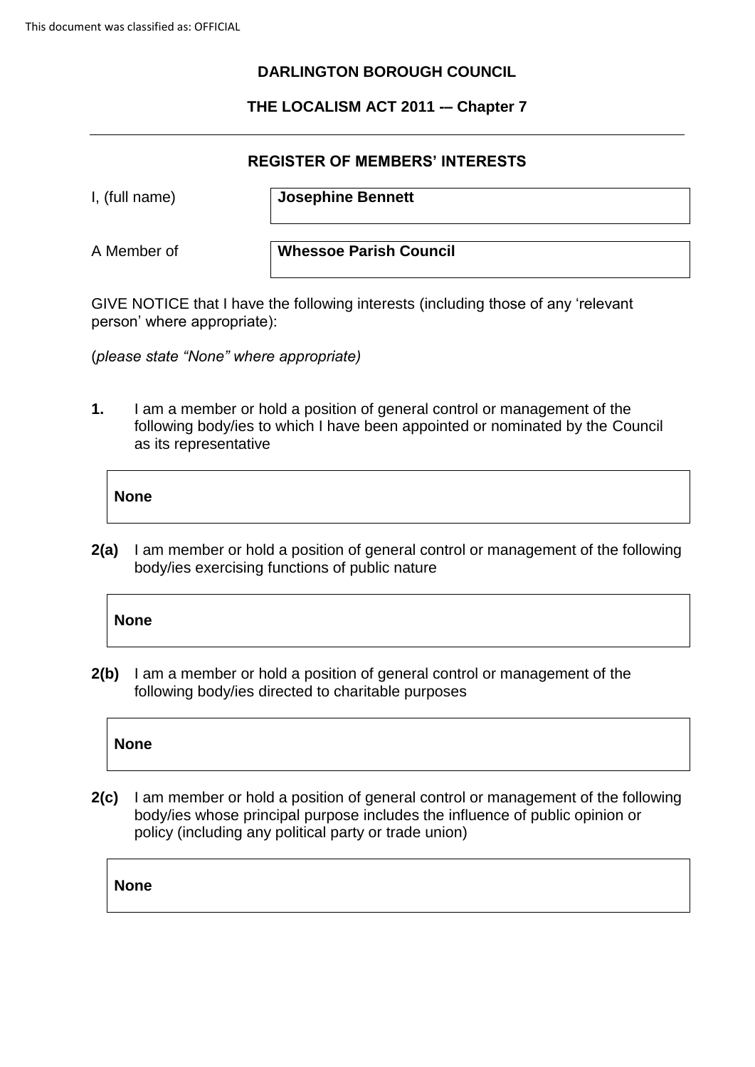**DARLINGTON BOROUGH COUNCIL**

**THE LOCALISM ACT 2011 -– Chapter 7**

---

**REGISTER OF MEMBERS' INTERESTS**

| | |
|---|---|
| I, (full name) | **Josephine Bennett** |
| A Member of | **Whessoe Parish Council** |

GIVE NOTICE that I have the following interests (including those of any 'relevant person' where appropriate):

(*please state "None" where appropriate)*

**1.** I am a member or hold a position of general control or management of the following body/ies to which I have been appointed or nominated by the Council as its representative

**None**

**2(a)** I am member or hold a position of general control or management of the following body/ies exercising functions of public nature

**None**

**2(b)** I am a member or hold a position of general control or management of the following body/ies directed to charitable purposes

**None**

**2(c)** I am member or hold a position of general control or management of the following body/ies whose principal purpose includes the influence of public opinion or policy (including any political party or trade union)

**None**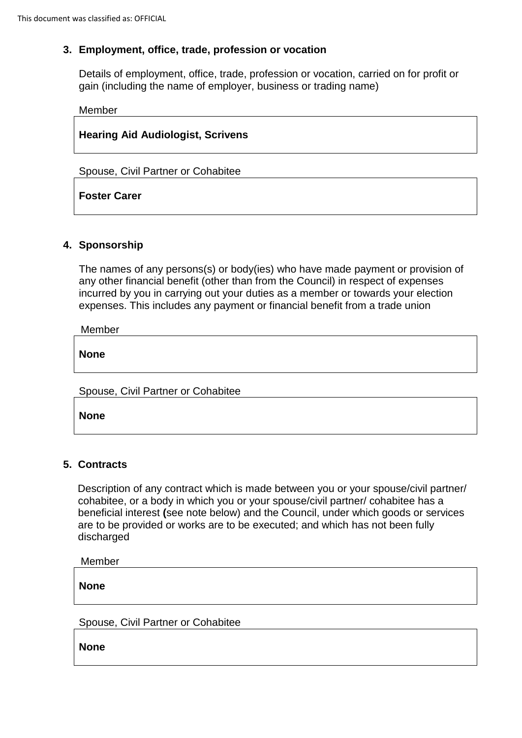## 3. Employment, office, trade, profession or vocation

Details of employment, office, trade, profession or vocation, carried on for profit or gain (including the name of employer, business or trading name)

Member

**Hearing Aid Audiologist, Scrivens**

Spouse, Civil Partner or Cohabitee

**Foster Carer**

## 4. Sponsorship

The names of any persons(s) or body(ies) who have made payment or provision of any other financial benefit (other than from the Council) in respect of expenses incurred by you in carrying out your duties as a member or towards your election expenses. This includes any payment or financial benefit from a trade union

Member

**None**

Spouse, Civil Partner or Cohabitee

**None**

## 5. Contracts

Description of any contract which is made between you or your spouse/civil partner/ cohabitee, or a body in which you or your spouse/civil partner/ cohabitee has a beneficial interest **(**see note below) and the Council, under which goods or services are to be provided or works are to be executed; and which has not been fully discharged

Member

**None**

Spouse, Civil Partner or Cohabitee

**None**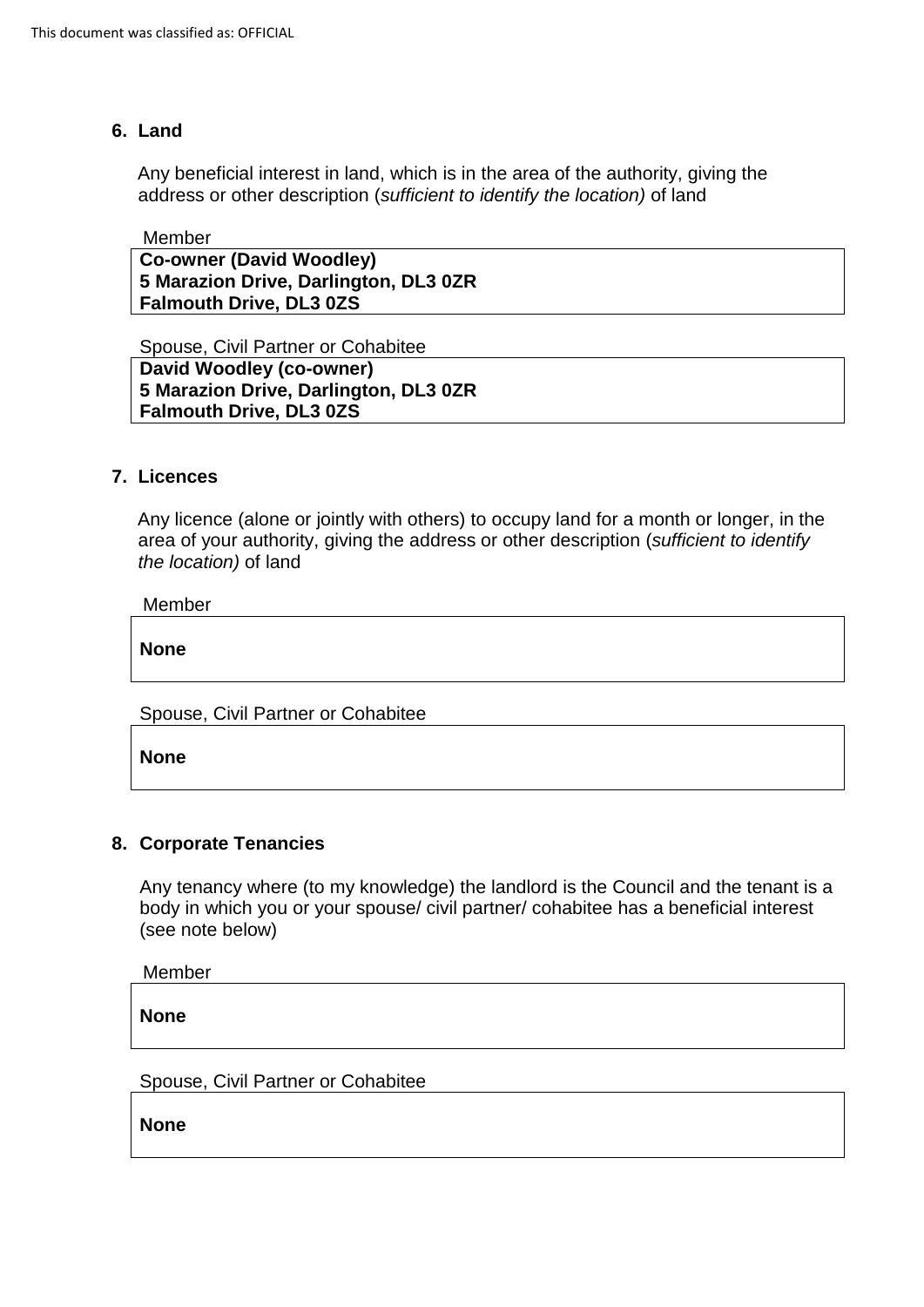## 6. Land

Any beneficial interest in land, which is in the area of the authority, giving the address or other description (*sufficient to identify the location)* of land

Member

| **Co-owner (David Woodley)**<br>**5 Marazion Drive, Darlington, DL3 0ZR**<br>**Falmouth Drive, DL3 0ZS** |
|---|

Spouse, Civil Partner or Cohabitee

| **David Woodley (co-owner)**<br>**5 Marazion Drive, Darlington, DL3 0ZR**<br>**Falmouth Drive, DL3 0ZS** |
|---|

## 7. Licences

Any licence (alone or jointly with others) to occupy land for a month or longer, in the area of your authority, giving the address or other description (*sufficient to identify the location)* of land

Member

| **None** |
|---|

Spouse, Civil Partner or Cohabitee

| **None** |
|---|

## 8. Corporate Tenancies

Any tenancy where (to my knowledge) the landlord is the Council and the tenant is a body in which you or your spouse/ civil partner/ cohabitee has a beneficial interest (see note below)

Member

| **None** |
|---|

Spouse, Civil Partner or Cohabitee

| **None** |
|---|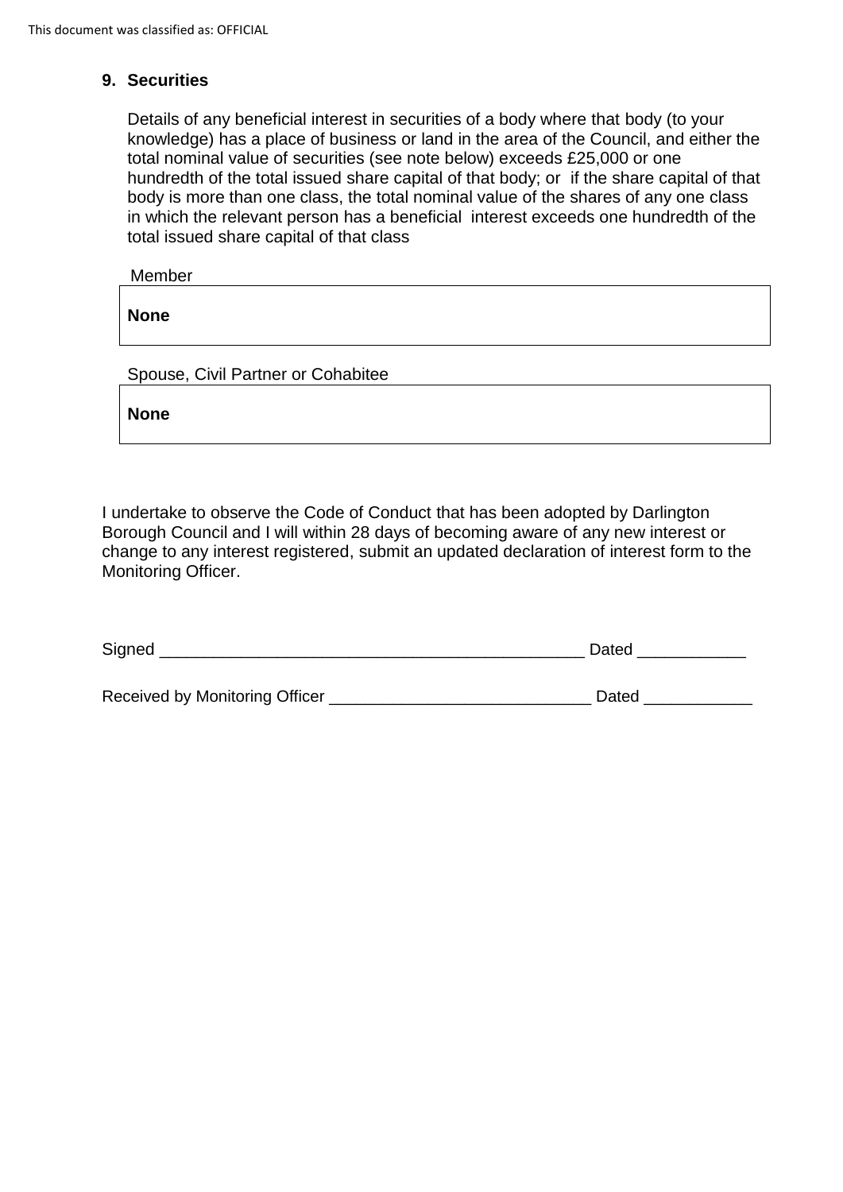## 9. Securities

Details of any beneficial interest in securities of a body where that body (to your knowledge) has a place of business or land in the area of the Council, and either the total nominal value of securities (see note below) exceeds £25,000 or one hundredth of the total issued share capital of that body; or if the share capital of that body is more than one class, the total nominal value of the shares of any one class in which the relevant person has a beneficial interest exceeds one hundredth of the total issued share capital of that class

Member

| **None** |
|---|

Spouse, Civil Partner or Cohabitee

| **None** |
|---|

I undertake to observe the Code of Conduct that has been adopted by Darlington Borough Council and I will within 28 days of becoming aware of any new interest or change to any interest registered, submit an updated declaration of interest form to the Monitoring Officer.

Signed _______________________________________________ Dated ____________

Received by Monitoring Officer ____________________________ Dated ____________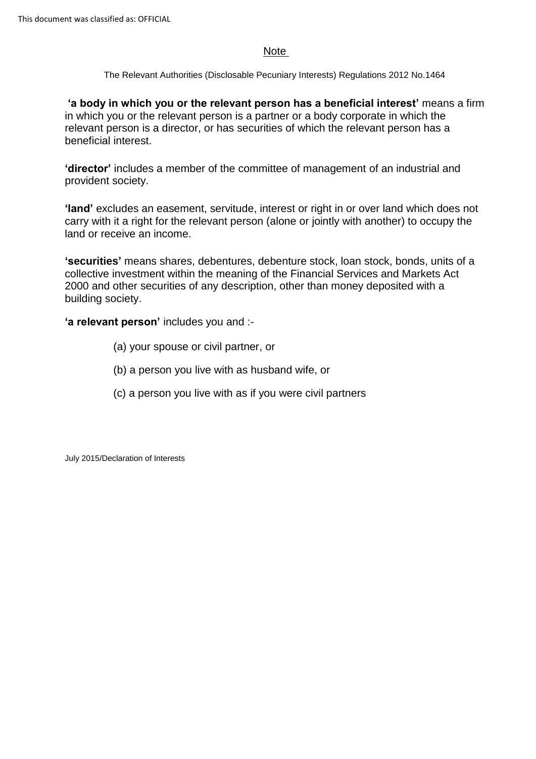## Note

The Relevant Authorities (Disclosable Pecuniary Interests) Regulations 2012 No.1464

**'a body in which you or the relevant person has a beneficial interest'** means a firm in which you or the relevant person is a partner or a body corporate in which the relevant person is a director, or has securities of which the relevant person has a beneficial interest.

**'director'** includes a member of the committee of management of an industrial and provident society.

**'land'** excludes an easement, servitude, interest or right in or over land which does not carry with it a right for the relevant person (alone or jointly with another) to occupy the land or receive an income.

**'securities'** means shares, debentures, debenture stock, loan stock, bonds, units of a collective investment within the meaning of the Financial Services and Markets Act 2000 and other securities of any description, other than money deposited with a building society.

**'a relevant person'** includes you and :-

(a) your spouse or civil partner, or

(b) a person you live with as husband wife, or

(c) a person you live with as if you were civil partners

July 2015/Declaration of Interests